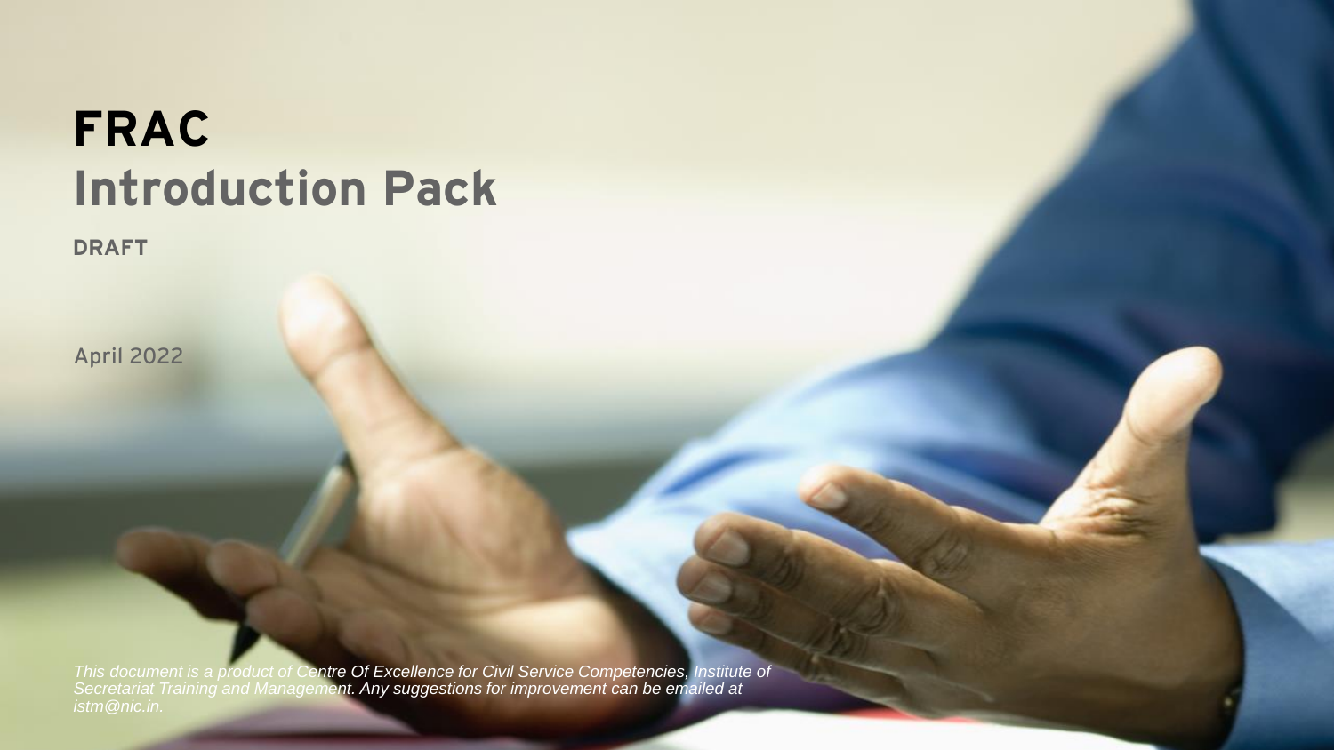# FRAC
## Introduction Pack

**DRAFT**

April 2022

*This document is a product of Centre Of Excellence for Civil Service Competencies, Institute of Secretariat Training and Management. Any suggestions for improvement can be emailed at istm@nic.in.*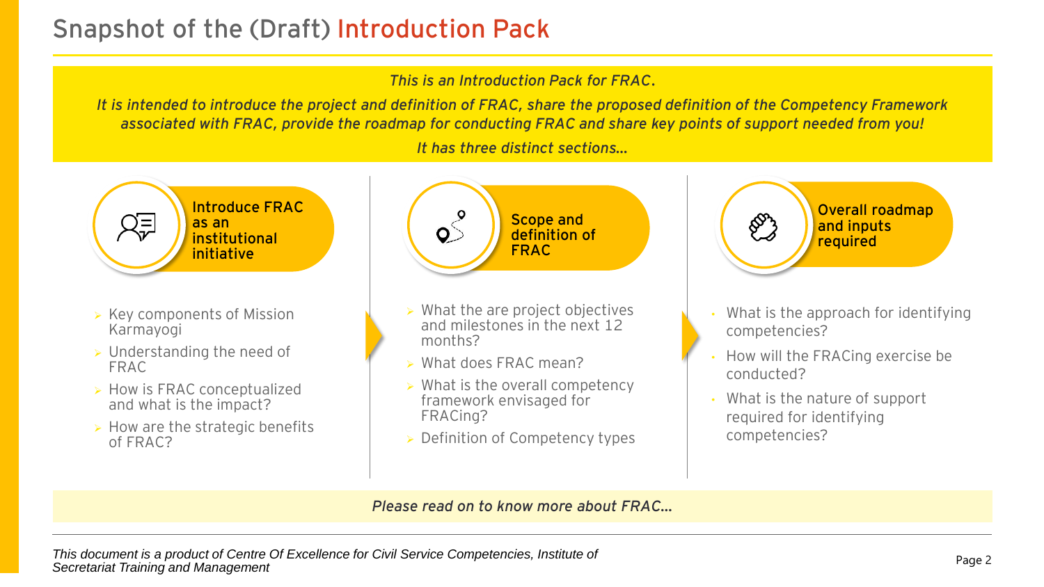# Snapshot of the (Draft) Introduction Pack

*This is an Introduction Pack for FRAC.*

*It is intended to introduce the project and definition of FRAC, share the proposed definition of the Competency Framework associated with FRAC, provide the roadmap for conducting FRAC and share key points of support needed from you!*

*It has three distinct sections…*

## Introduce FRAC as an institutional initiative

- Key components of Mission Karmayogi
- Understanding the need of FRAC
- How is FRAC conceptualized and what is the impact?
- How are the strategic benefits of FRAC?

## Scope and definition of FRAC

- What the are project objectives and milestones in the next 12 months?
- What does FRAC mean?
- What is the overall competency framework envisaged for FRACing?
- Definition of Competency types

## Overall roadmap and inputs required

- What is the approach for identifying competencies?
- How will the FRACing exercise be conducted?
- What is the nature of support required for identifying competencies?

*Please read on to know more about FRAC…*

*This document is a product of Centre Of Excellence for Civil Service Competencies, Institute of Secretariat Training and Management*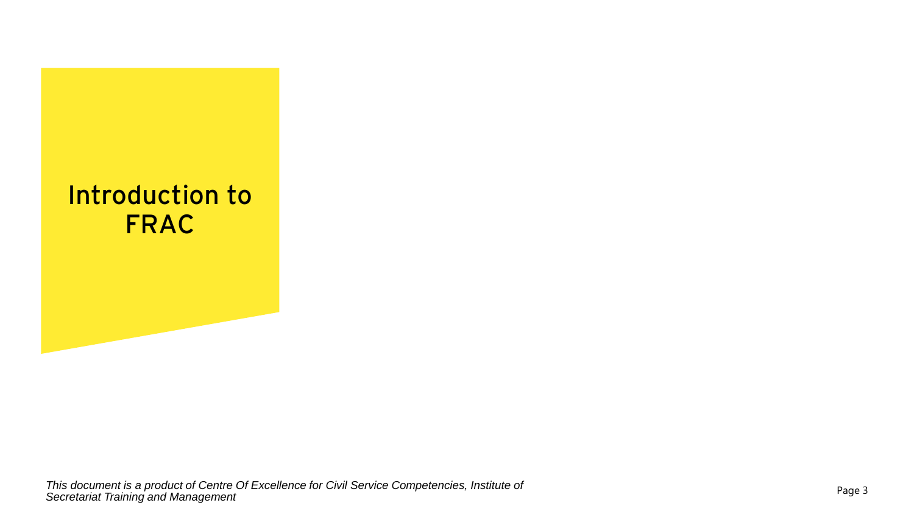# Introduction to FRAC

*This document is a product of Centre Of Excellence for Civil Service Competencies, Institute of Secretariat Training and Management*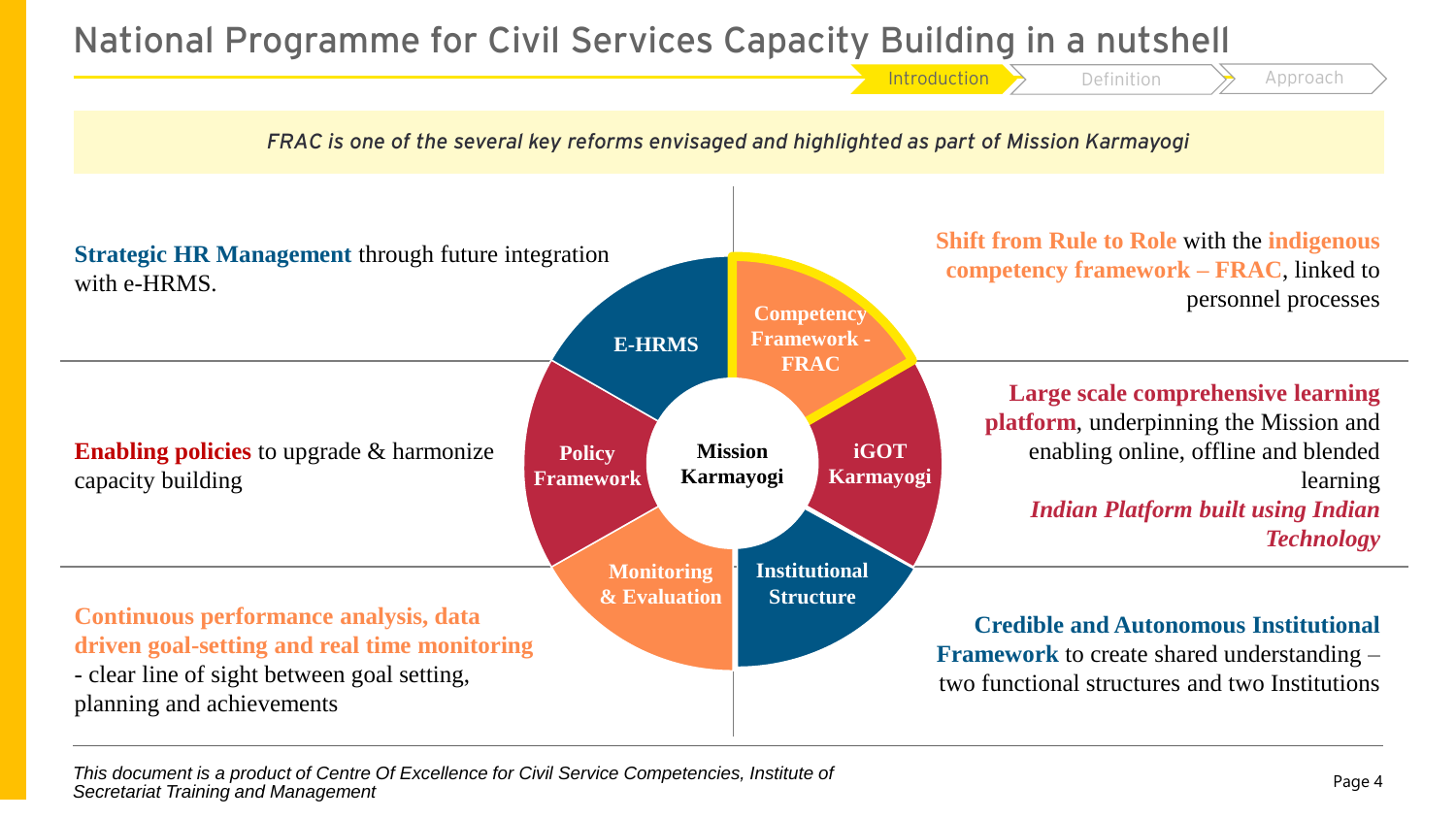# National Programme for Civil Services Capacity Building in a nutshell

Introduction | Definition | Approach

*FRAC is one of the several key reforms envisaged and highlighted as part of Mission Karmayogi*

**Mission Karmayogi**

- **Competency Framework - FRAC**
- **iGOT Karmayogi**
- **Institutional Structure**
- **Monitoring & Evaluation**
- **Policy Framework**
- **E-HRMS**

**Strategic HR Management** through future integration with e-HRMS.

**Shift from Rule to Role** with the **indigenous competency framework – FRAC**, linked to personnel processes

**Enabling policies** to upgrade & harmonize capacity building

**Large scale comprehensive learning platform**, underpinning the Mission and enabling online, offline and blended learning
***Indian Platform built using Indian Technology***

**Continuous performance analysis, data driven goal-setting and real time monitoring** - clear line of sight between goal setting, planning and achievements

**Credible and Autonomous Institutional Framework** to create shared understanding – two functional structures and two Institutions

*This document is a product of Centre Of Excellence for Civil Service Competencies, Institute of Secretariat Training and Management*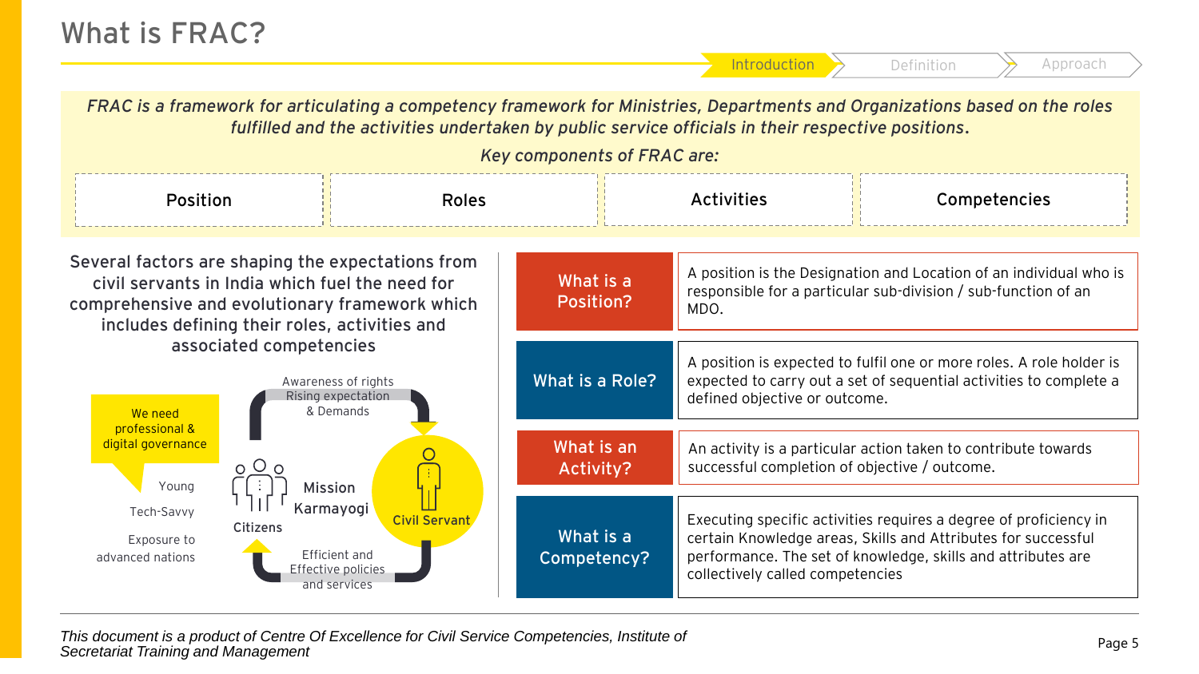# What is FRAC?

Introduction | Definition | Approach

*FRAC is a framework for articulating a competency framework for Ministries, Departments and Organizations based on the roles fulfilled and the activities undertaken by public service officials in their respective positions.*

*Key components of FRAC are:*

| Position | Roles | Activities | Competencies |
|---|---|---|---|

Several factors are shaping the expectations from civil servants in India which fuel the need for comprehensive and evolutionary framework which includes defining their roles, activities and associated competencies

We need professional & digital governance

Young

Tech-Savvy

Exposure to advanced nations

Citizens

Awareness of rights

Rising expectation & Demands

Mission Karmayogi

Civil Servant

Efficient and Effective policies and services

| | |
|---|---|
| **What is a Position?** | A position is the Designation and Location of an individual who is responsible for a particular sub-division / sub-function of an MDO. |
| **What is a Role?** | A position is expected to fulfil one or more roles. A role holder is expected to carry out a set of sequential activities to complete a defined objective or outcome. |
| **What is an Activity?** | An activity is a particular action taken to contribute towards successful completion of objective / outcome. |
| **What is a Competency?** | Executing specific activities requires a degree of proficiency in certain Knowledge areas, Skills and Attributes for successful performance. The set of knowledge, skills and attributes are collectively called competencies |

*This document is a product of Centre Of Excellence for Civil Service Competencies, Institute of Secretariat Training and Management*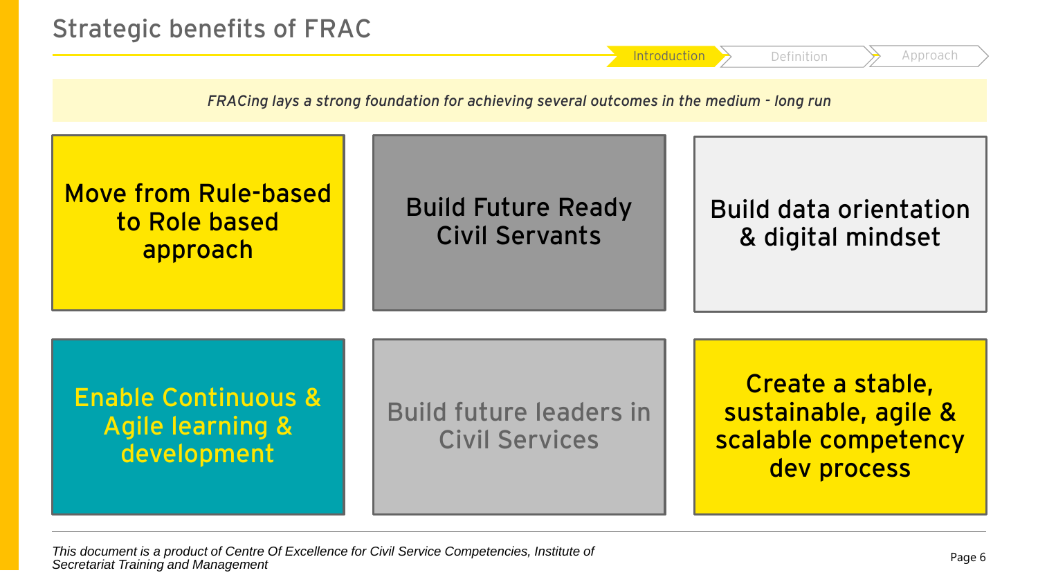# Strategic benefits of FRAC

Introduction | Definition | Approach

*FRACing lays a strong foundation for achieving several outcomes in the medium - long run*

- Move from Rule-based to Role based approach
- Build Future Ready Civil Servants
- Build data orientation & digital mindset
- Enable Continuous & Agile learning & development
- Build future leaders in Civil Services
- Create a stable, sustainable, agile & scalable competency dev process

*This document is a product of Centre Of Excellence for Civil Service Competencies, Institute of Secretariat Training and Management*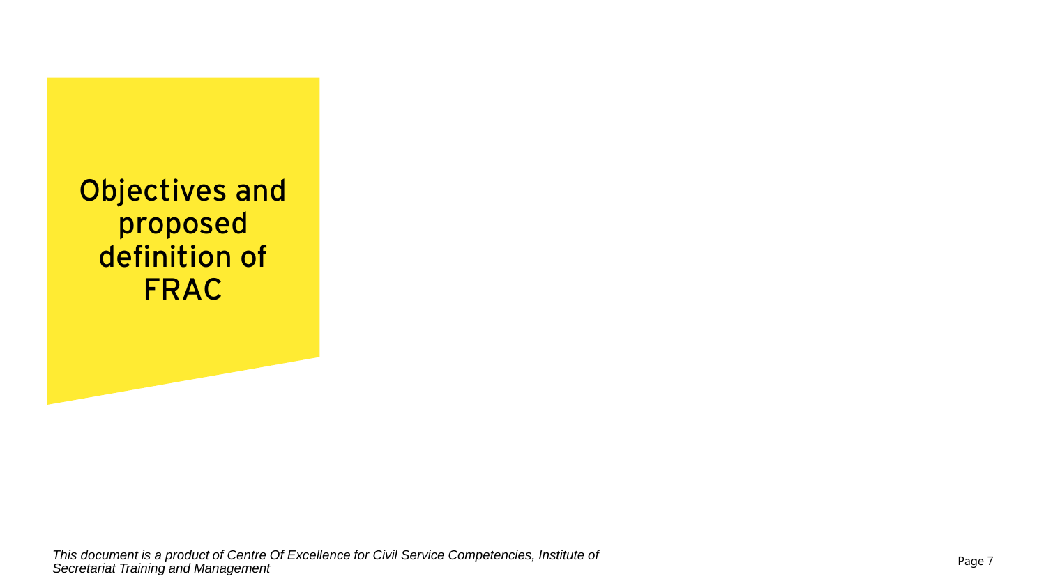# Objectives and proposed definition of FRAC

*This document is a product of Centre Of Excellence for Civil Service Competencies, Institute of Secretariat Training and Management*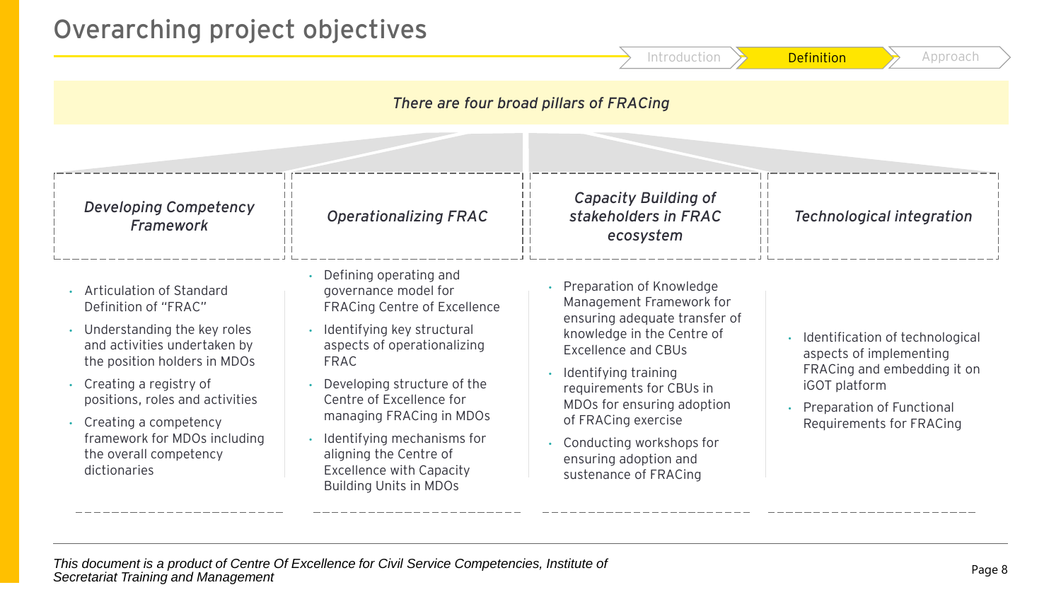# Overarching project objectives

Introduction | **Definition** | Approach

*There are four broad pillars of FRACing*

### *Developing Competency Framework*

- Articulation of Standard Definition of "FRAC"
- Understanding the key roles and activities undertaken by the position holders in MDOs
- Creating a registry of positions, roles and activities
- Creating a competency framework for MDOs including the overall competency dictionaries

### *Operationalizing FRAC*

- Defining operating and governance model for FRACing Centre of Excellence
- Identifying key structural aspects of operationalizing FRAC
- Developing structure of the Centre of Excellence for managing FRACing in MDOs
- Identifying mechanisms for aligning the Centre of Excellence with Capacity Building Units in MDOs

### *Capacity Building of stakeholders in FRAC ecosystem*

- Preparation of Knowledge Management Framework for ensuring adequate transfer of knowledge in the Centre of Excellence and CBUs
- Identifying training requirements for CBUs in MDOs for ensuring adoption of FRACing exercise
- Conducting workshops for ensuring adoption and sustenance of FRACing

### *Technological integration*

- Identification of technological aspects of implementing FRACing and embedding it on iGOT platform
- Preparation of Functional Requirements for FRACing

*This document is a product of Centre Of Excellence for Civil Service Competencies, Institute of Secretariat Training and Management*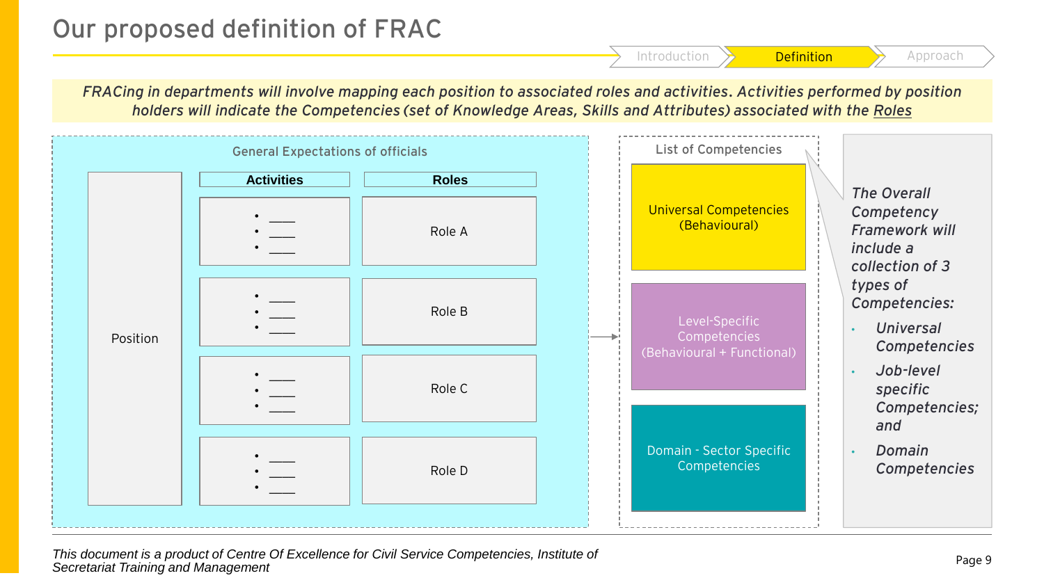# Our proposed definition of FRAC

Introduction | **Definition** | Approach

*FRACing in departments will involve mapping each position to associated roles and activities. Activities performed by position holders will indicate the Competencies (set of Knowledge Areas, Skills and Attributes) associated with the Roles*

**General Expectations of officials**

| Position | Activities | Roles |
|---|---|---|
| Position | • ___ • ___ • ___ | Role A |
| | • ___ • ___ • ___ | Role B |
| | • ___ • ___ • ___ | Role C |
| | • ___ • ___ • ___ | Role D |

**List of Competencies**

- Universal Competencies (Behavioural)
- Level-Specific Competencies (Behavioural + Functional)
- Domain - Sector Specific Competencies

*The Overall Competency Framework will include a collection of 3 types of Competencies:*

- *Universal Competencies*
- *Job-level specific Competencies; and*
- *Domain Competencies*

*This document is a product of Centre Of Excellence for Civil Service Competencies, Institute of Secretariat Training and Management*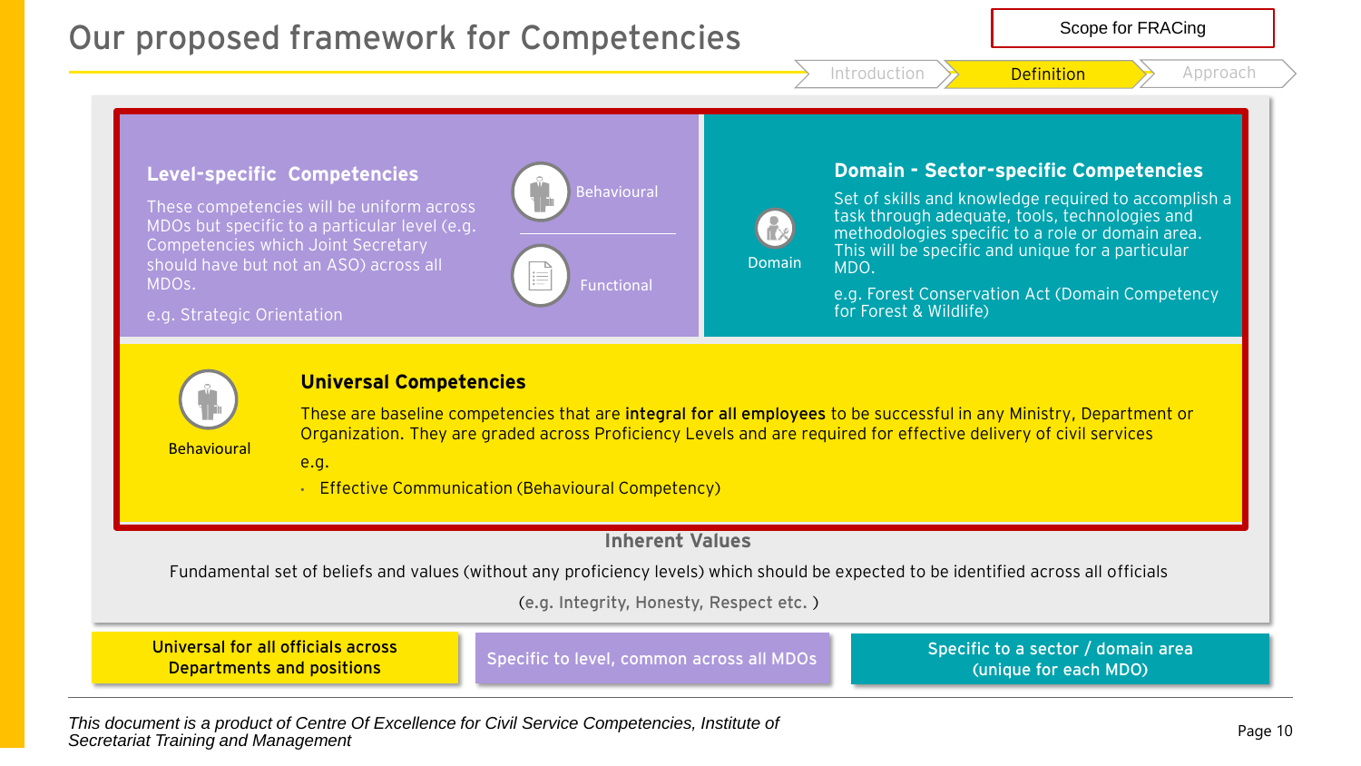# Our proposed framework for Competencies

Scope for FRACing

Introduction | **Definition** | Approach

### Level-specific Competencies

These competencies will be uniform across MDOs but specific to a particular level (e.g. Competencies which Joint Secretary should have but not an ASO) across all MDOs.

e.g. Strategic Orientation

- Behavioural
- Functional

### Domain - Sector-specific Competencies

Domain

Set of skills and knowledge required to accomplish a task through adequate, tools, technologies and methodologies specific to a role or domain area. This will be specific and unique for a particular MDO.

e.g. Forest Conservation Act (Domain Competency for Forest & Wildlife)

### Universal Competencies

Behavioural

These are baseline competencies that are **integral for all employees** to be successful in any Ministry, Department or Organization. They are graded across Proficiency Levels and are required for effective delivery of civil services

e.g.

- Effective Communication (Behavioural Competency)

### Inherent Values

Fundamental set of beliefs and values (without any proficiency levels) which should be expected to be identified across all officials

(e.g. Integrity, Honesty, Respect etc. )

| Universal for all officials across Departments and positions | Specific to level, common across all MDOs | Specific to a sector / domain area (unique for each MDO) |
| --- | --- | --- |

*This document is a product of Centre Of Excellence for Civil Service Competencies, Institute of Secretariat Training and Management*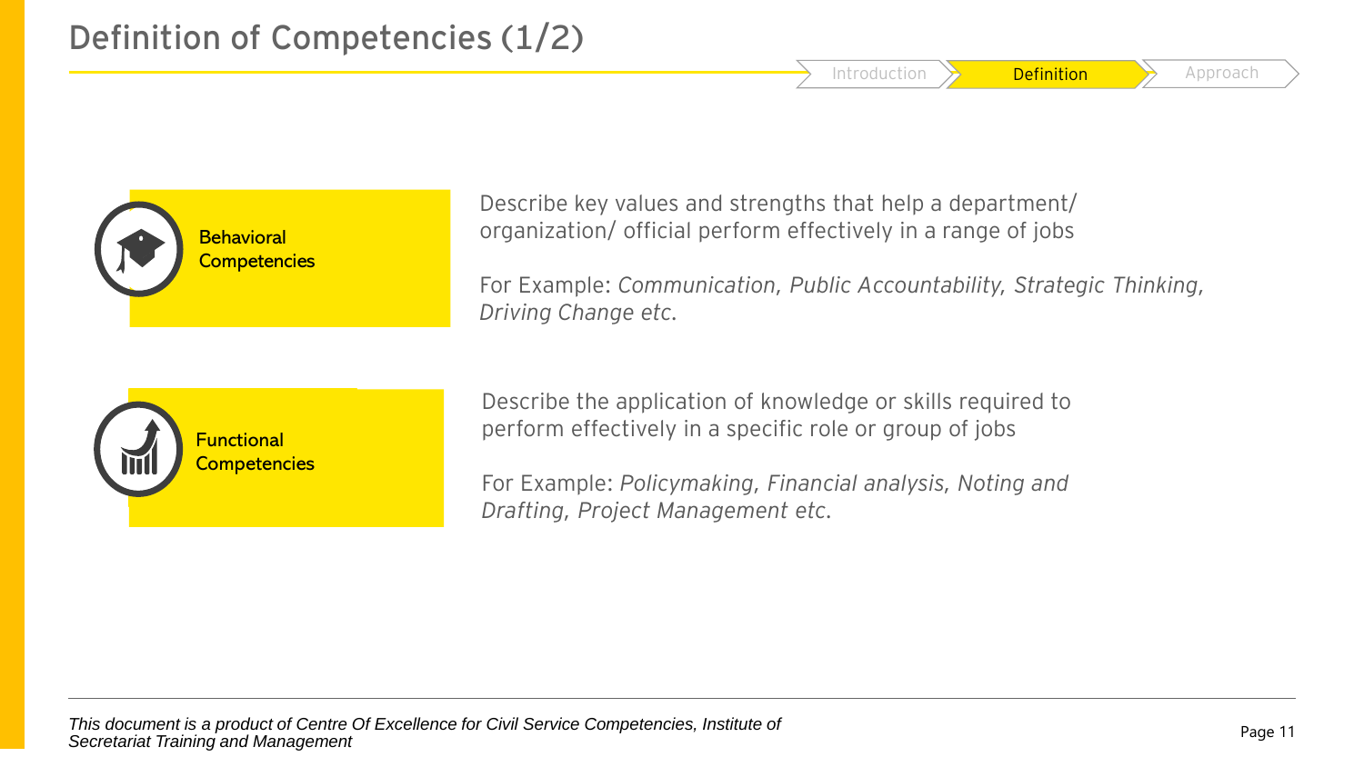# Definition of Competencies (1/2)

Introduction | **Definition** | Approach

**Behavioral Competencies**

Describe key values and strengths that help a department/ organization/ official perform effectively in a range of jobs

For Example: *Communication, Public Accountability, Strategic Thinking, Driving Change etc.*

**Functional Competencies**

Describe the application of knowledge or skills required to perform effectively in a specific role or group of jobs

For Example: *Policymaking, Financial analysis, Noting and Drafting, Project Management etc.*

*This document is a product of Centre Of Excellence for Civil Service Competencies, Institute of Secretariat Training and Management*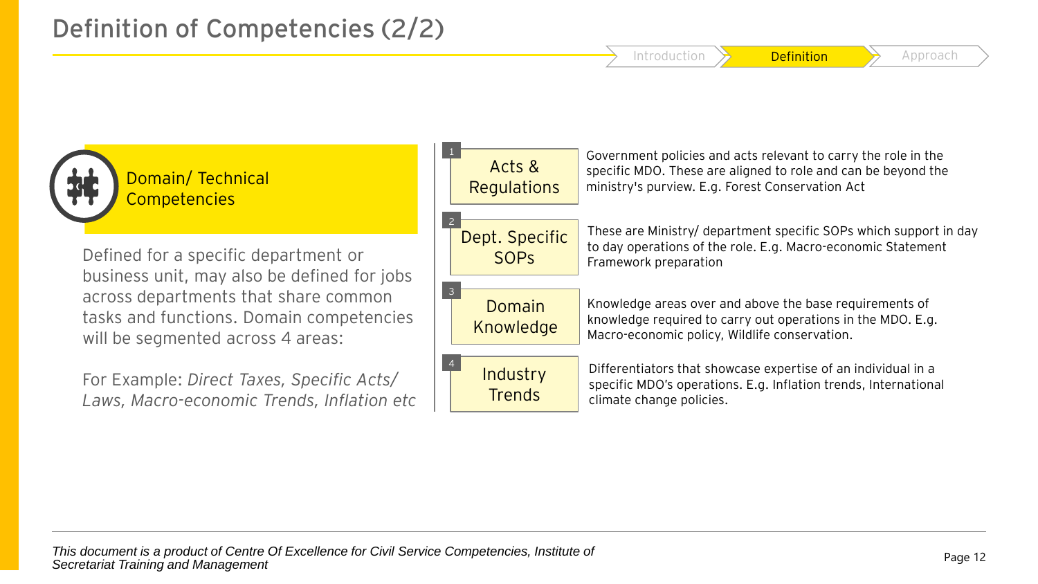# Definition of Competencies (2/2)

Introduction | **Definition** | Approach

## Domain/ Technical Competencies

Defined for a specific department or business unit, may also be defined for jobs across departments that share common tasks and functions. Domain competencies will be segmented across 4 areas:

For Example: *Direct Taxes, Specific Acts/ Laws, Macro-economic Trends, Inflation etc*

1. **Acts & Regulations** – Government policies and acts relevant to carry the role in the specific MDO. These are aligned to role and can be beyond the ministry's purview. E.g. Forest Conservation Act
2. **Dept. Specific SOPs** – These are Ministry/ department specific SOPs which support in day to day operations of the role. E.g. Macro-economic Statement Framework preparation
3. **Domain Knowledge** – Knowledge areas over and above the base requirements of knowledge required to carry out operations in the MDO. E.g. Macro-economic policy, Wildlife conservation.
4. **Industry Trends** – Differentiators that showcase expertise of an individual in a specific MDO's operations. E.g. Inflation trends, International climate change policies.

*This document is a product of Centre Of Excellence for Civil Service Competencies, Institute of Secretariat Training and Management*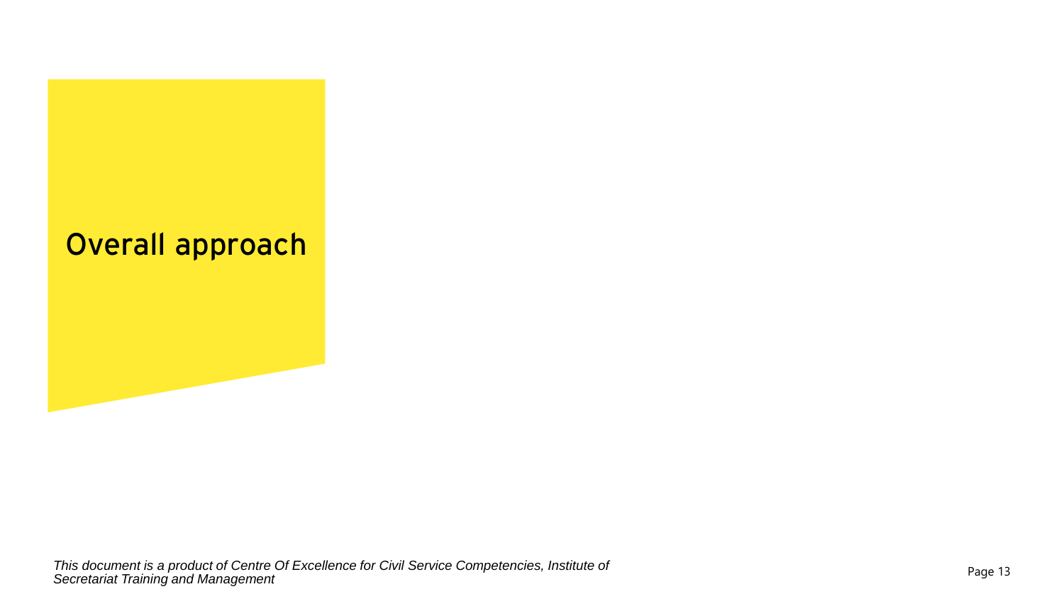# Overall approach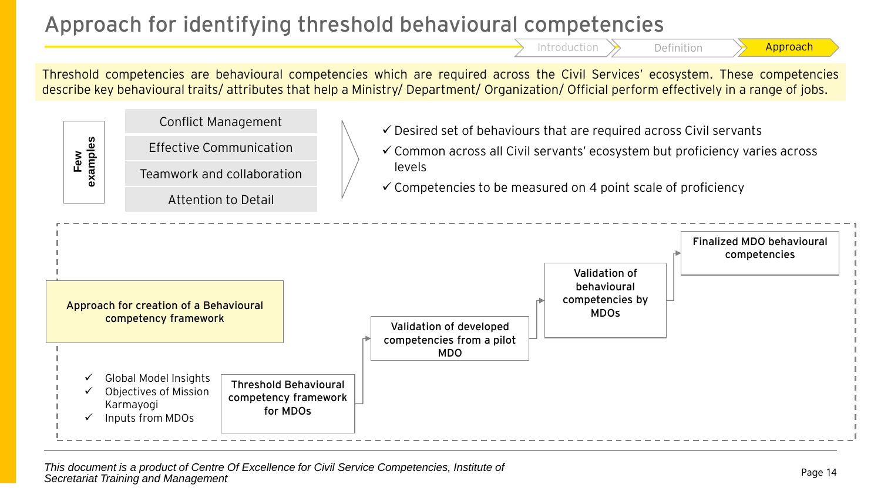# Approach for identifying threshold behavioural competencies

Introduction > Definition > **Approach**

Threshold competencies are behavioural competencies which are required across the Civil Services' ecosystem. These competencies describe key behavioural traits/ attributes that help a Ministry/ Department/ Organization/ Official perform effectively in a range of jobs.

**Few examples**

- Conflict Management
- Effective Communication
- Teamwork and collaboration
- Attention to Detail

✓ Desired set of behaviours that are required across Civil servants

✓ Common across all Civil servants' ecosystem but proficiency varies across levels

✓ Competencies to be measured on 4 point scale of proficiency

**Approach for creation of a Behavioural competency framework**

- ✓ Global Model Insights
- ✓ Objectives of Mission Karmayogi
- ✓ Inputs from MDOs

Threshold Behavioural competency framework for MDOs → Validation of developed competencies from a pilot MDO → Validation of behavioural competencies by MDOs → Finalized MDO behavioural competencies

*This document is a product of Centre Of Excellence for Civil Service Competencies, Institute of Secretariat Training and Management*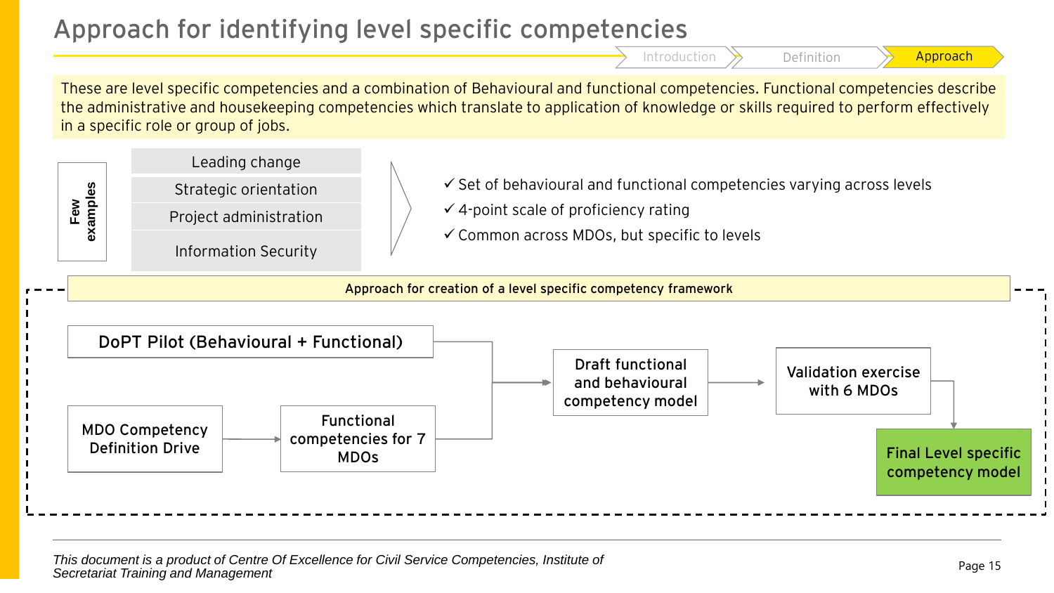# Approach for identifying level specific competencies

Introduction > Definition > **Approach**

These are level specific competencies and a combination of Behavioural and functional competencies. Functional competencies describe the administrative and housekeeping competencies which translate to application of knowledge or skills required to perform effectively in a specific role or group of jobs.

**Few examples**

- Leading change
- Strategic orientation
- Project administration
- Information Security

✓ Set of behavioural and functional competencies varying across levels
✓ 4-point scale of proficiency rating
✓ Common across MDOs, but specific to levels

**Approach for creation of a level specific competency framework**

- DoPT Pilot (Behavioural + Functional) → Draft functional and behavioural competency model
- MDO Competency Definition Drive → Functional competencies for 7 MDOs → Draft functional and behavioural competency model
- Draft functional and behavioural competency model → Validation exercise with 6 MDOs → **Final Level specific competency model**

*This document is a product of Centre Of Excellence for Civil Service Competencies, Institute of Secretariat Training and Management*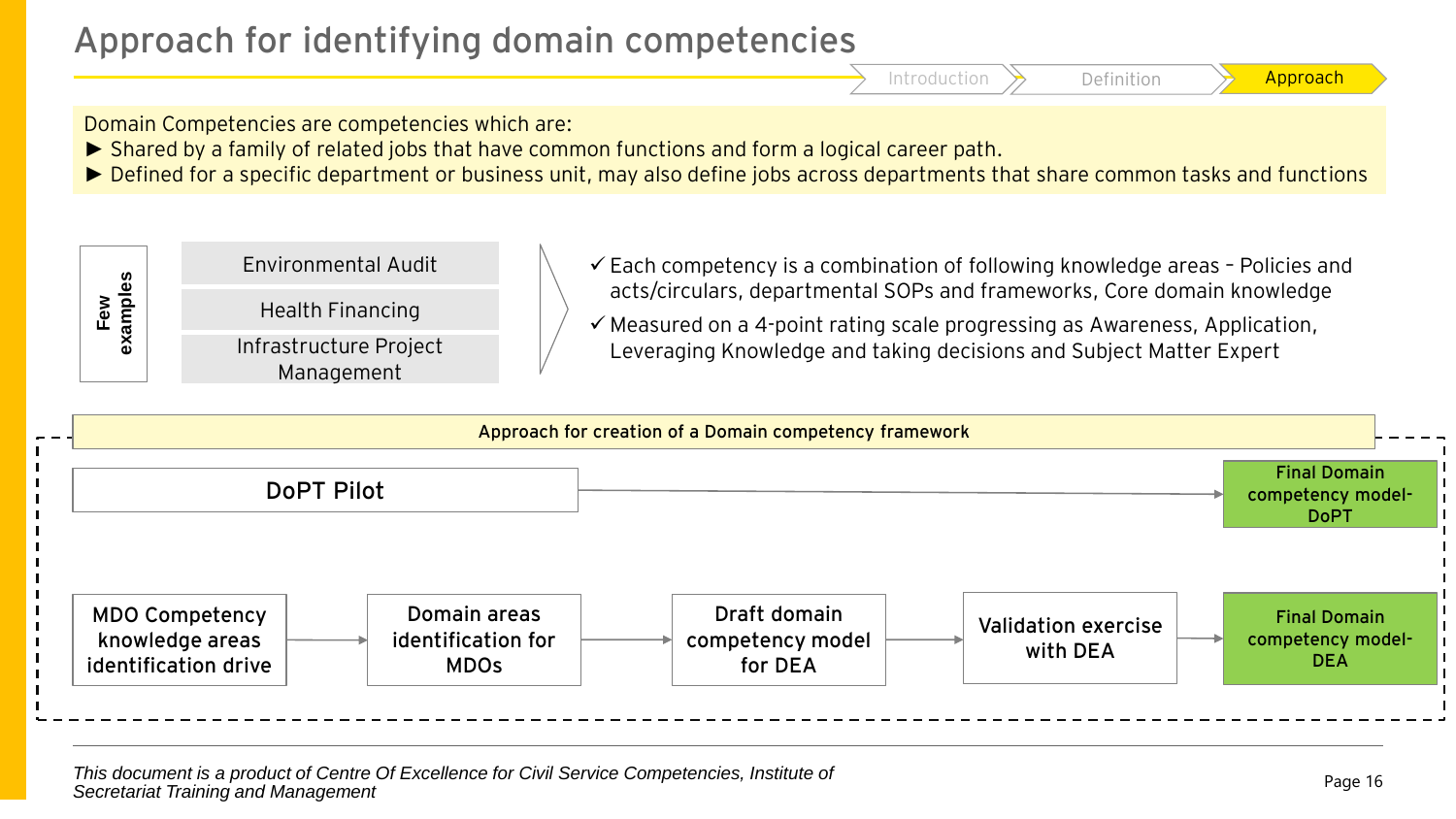# Approach for identifying domain competencies

Introduction > Definition > **Approach**

Domain Competencies are competencies which are:

► Shared by a family of related jobs that have common functions and form a logical career path.

► Defined for a specific department or business unit, may also define jobs across departments that share common tasks and functions

**Few examples**

- Environmental Audit
- Health Financing
- Infrastructure Project Management

✓ Each competency is a combination of following knowledge areas – Policies and acts/circulars, departmental SOPs and frameworks, Core domain knowledge

✓ Measured on a 4-point rating scale progressing as Awareness, Application, Leveraging Knowledge and taking decisions and Subject Matter Expert

**Approach for creation of a Domain competency framework**

DoPT Pilot → Final Domain competency model- DoPT

MDO Competency knowledge areas identification drive → Domain areas identification for MDOs → Draft domain competency model for DEA → Validation exercise with DEA → Final Domain competency model- DEA

*This document is a product of Centre Of Excellence for Civil Service Competencies, Institute of Secretariat Training and Management*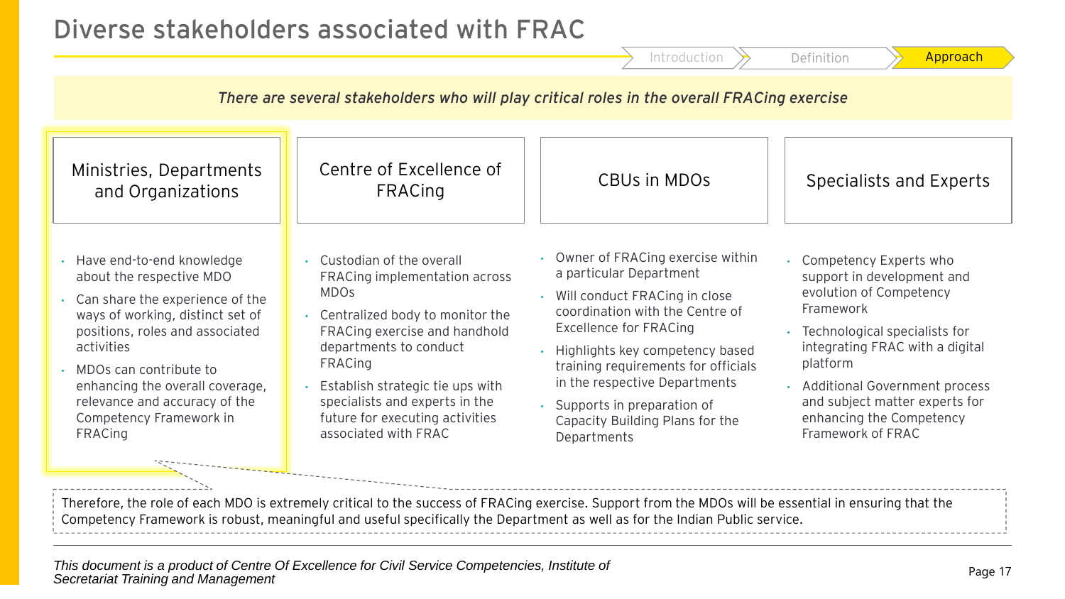# Diverse stakeholders associated with FRAC

Introduction | Definition | **Approach**

*There are several stakeholders who will play critical roles in the overall FRACing exercise*

### Ministries, Departments and Organizations

- Have end-to-end knowledge about the respective MDO
- Can share the experience of the ways of working, distinct set of positions, roles and associated activities
- MDOs can contribute to enhancing the overall coverage, relevance and accuracy of the Competency Framework in FRACing

### Centre of Excellence of FRACing

- Custodian of the overall FRACing implementation across MDOs
- Centralized body to monitor the FRACing exercise and handhold departments to conduct FRACing
- Establish strategic tie ups with specialists and experts in the future for executing activities associated with FRAC

### CBUs in MDOs

- Owner of FRACing exercise within a particular Department
- Will conduct FRACing in close coordination with the Centre of Excellence for FRACing
- Highlights key competency based training requirements for officials in the respective Departments
- Supports in preparation of Capacity Building Plans for the Departments

### Specialists and Experts

- Competency Experts who support in development and evolution of Competency Framework
- Technological specialists for integrating FRAC with a digital platform
- Additional Government process and subject matter experts for enhancing the Competency Framework of FRAC

Therefore, the role of each MDO is extremely critical to the success of FRACing exercise. Support from the MDOs will be essential in ensuring that the Competency Framework is robust, meaningful and useful specifically the Department as well as for the Indian Public service.

*This document is a product of Centre Of Excellence for Civil Service Competencies, Institute of Secretariat Training and Management*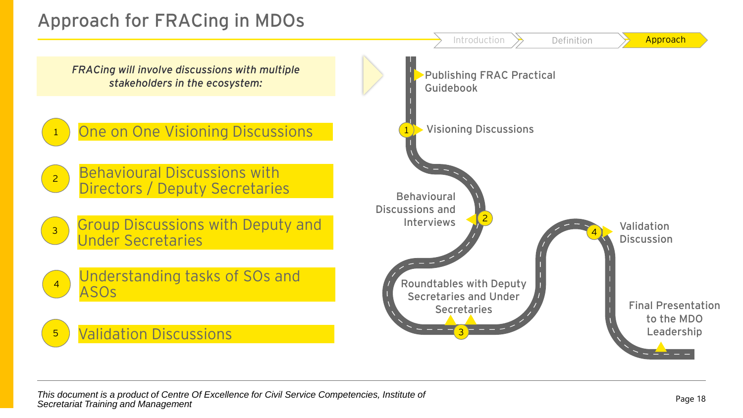# Approach for FRACing in MDOs

Introduction | Definition | **Approach**

*FRACing will involve discussions with multiple stakeholders in the ecosystem:*

1. One on One Visioning Discussions
2. Behavioural Discussions with Directors / Deputy Secretaries
3. Group Discussions with Deputy and Under Secretaries
4. Understanding tasks of SOs and ASOs
5. Validation Discussions

- Publishing FRAC Practical Guidebook
- 1 Visioning Discussions
- 2 Behavioural Discussions and Interviews
- 3 Roundtables with Deputy Secretaries and Under Secretaries
- 4 Validation Discussion
- Final Presentation to the MDO Leadership

*This document is a product of Centre Of Excellence for Civil Service Competencies, Institute of Secretariat Training and Management*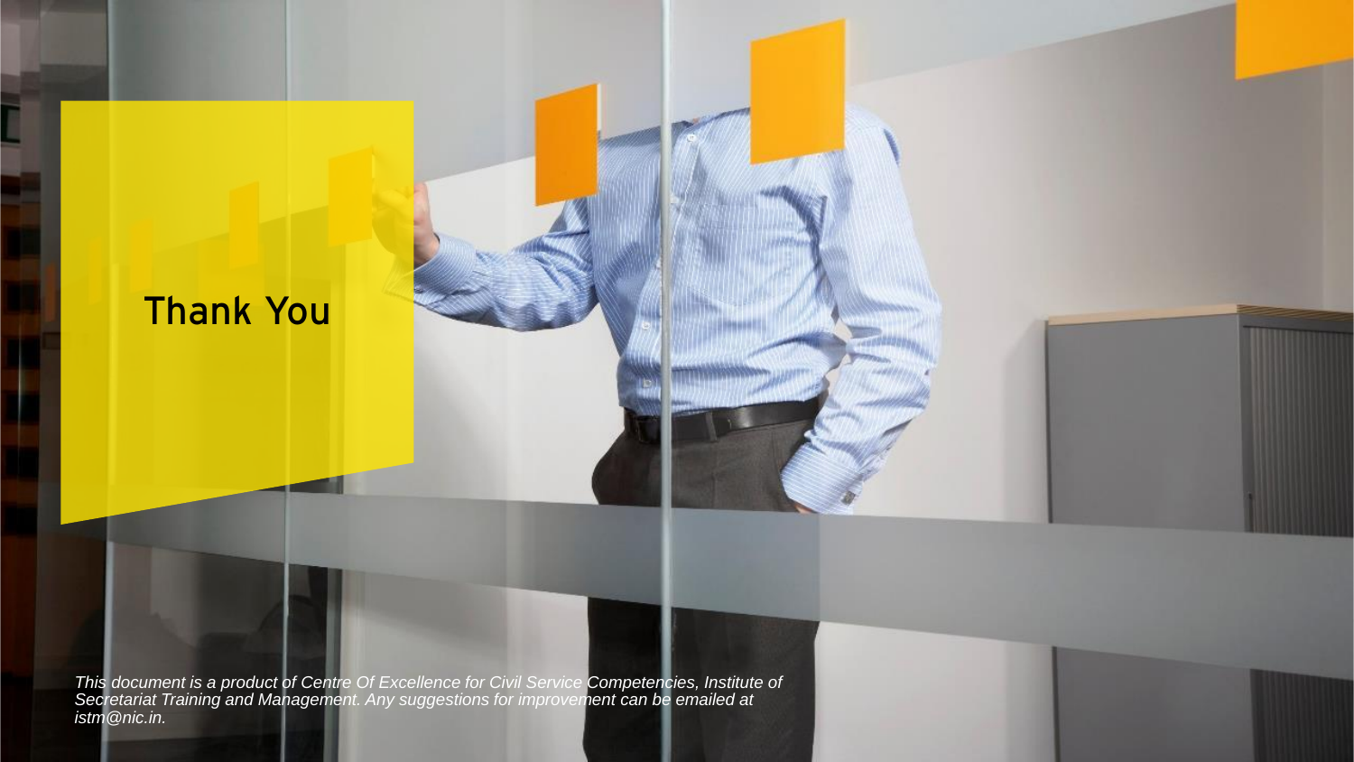# Thank You

*This document is a product of Centre Of Excellence for Civil Service Competencies, Institute of Secretariat Training and Management. Any suggestions for improvement can be emailed at istm@nic.in.*